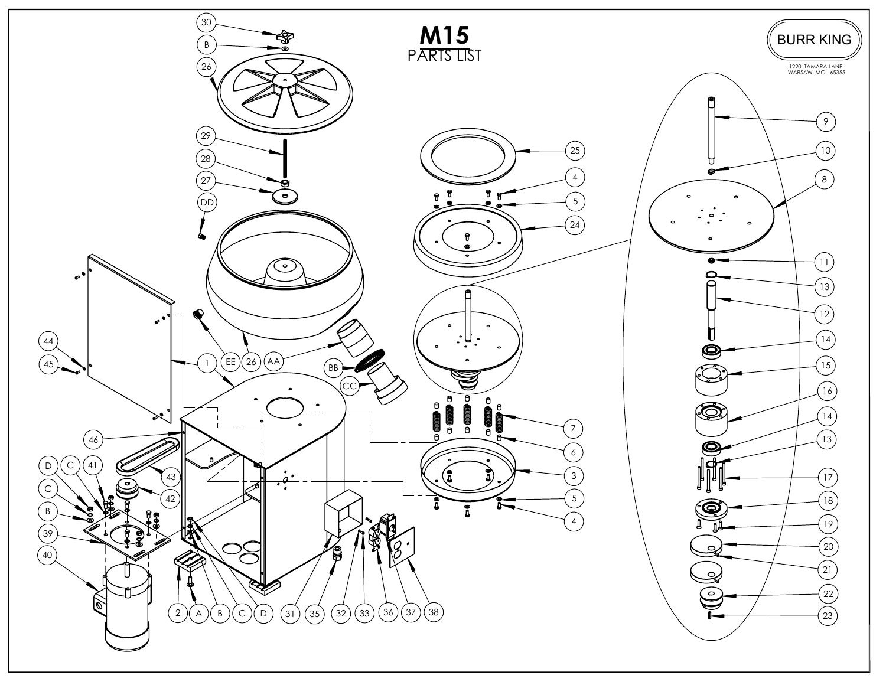# M15

PARTS LIST

BURR KING

1220 TAMARA LANE
WARSAW, MO. 65355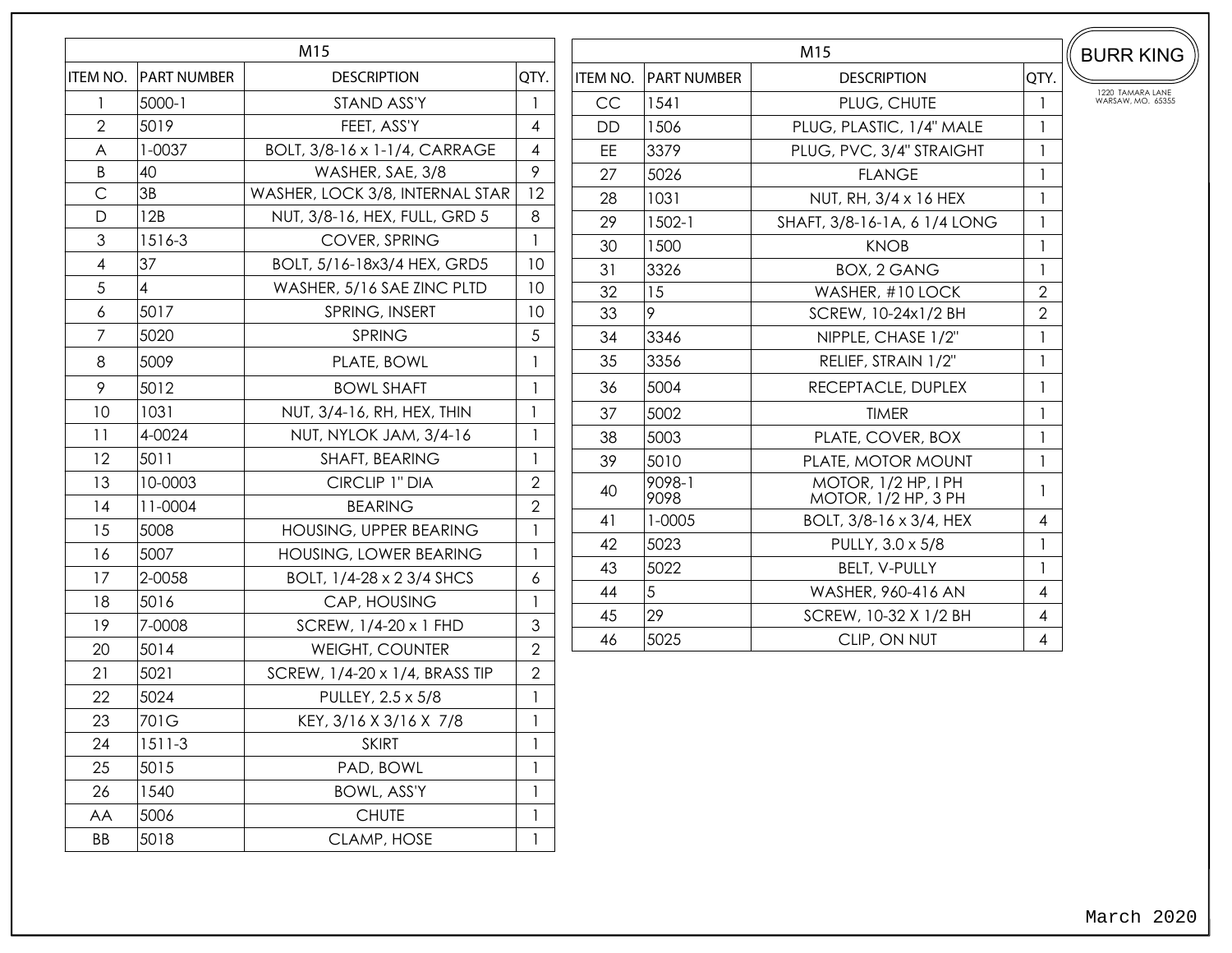BURR KING

1220 TAMARA LANE
WARSAW, MO. 65355

## M15

| ITEM NO. | PART NUMBER | DESCRIPTION | QTY. |
| --- | --- | --- | --- |
| 1 | 5000-1 | STAND ASS'Y | 1 |
| 2 | 5019 | FEET, ASS'Y | 4 |
| A | 1-0037 | BOLT, 3/8-16 x 1-1/4, CARRAGE | 4 |
| B | 40 | WASHER, SAE, 3/8 | 9 |
| C | 3B | WASHER, LOCK 3/8, INTERNAL STAR | 12 |
| D | 12B | NUT, 3/8-16, HEX, FULL, GRD 5 | 8 |
| 3 | 1516-3 | COVER, SPRING | 1 |
| 4 | 37 | BOLT, 5/16-18x3/4 HEX, GRD5 | 10 |
| 5 | 4 | WASHER, 5/16 SAE ZINC PLTD | 10 |
| 6 | 5017 | SPRING, INSERT | 10 |
| 7 | 5020 | SPRING | 5 |
| 8 | 5009 | PLATE, BOWL | 1 |
| 9 | 5012 | BOWL SHAFT | 1 |
| 10 | 1031 | NUT, 3/4-16, RH, HEX, THIN | 1 |
| 11 | 4-0024 | NUT, NYLOK JAM, 3/4-16 | 1 |
| 12 | 5011 | SHAFT, BEARING | 1 |
| 13 | 10-0003 | CIRCLIP 1" DIA | 2 |
| 14 | 11-0004 | BEARING | 2 |
| 15 | 5008 | HOUSING, UPPER BEARING | 1 |
| 16 | 5007 | HOUSING, LOWER BEARING | 1 |
| 17 | 2-0058 | BOLT, 1/4-28 x 2 3/4 SHCS | 6 |
| 18 | 5016 | CAP, HOUSING | 1 |
| 19 | 7-0008 | SCREW, 1/4-20 x 1 FHD | 3 |
| 20 | 5014 | WEIGHT, COUNTER | 2 |
| 21 | 5021 | SCREW, 1/4-20 x 1/4, BRASS TIP | 2 |
| 22 | 5024 | PULLEY, 2.5 x 5/8 | 1 |
| 23 | 701G | KEY, 3/16 X 3/16 X 7/8 | 1 |
| 24 | 1511-3 | SKIRT | 1 |
| 25 | 5015 | PAD, BOWL | 1 |
| 26 | 1540 | BOWL, ASS'Y | 1 |
| AA | 5006 | CHUTE | 1 |
| BB | 5018 | CLAMP, HOSE | 1 |

## M15

| ITEM NO. | PART NUMBER | DESCRIPTION | QTY. |
| --- | --- | --- | --- |
| CC | 1541 | PLUG, CHUTE | 1 |
| DD | 1506 | PLUG, PLASTIC, 1/4" MALE | 1 |
| EE | 3379 | PLUG, PVC, 3/4" STRAIGHT | 1 |
| 27 | 5026 | FLANGE | 1 |
| 28 | 1031 | NUT, RH, 3/4 x 16 HEX | 1 |
| 29 | 1502-1 | SHAFT, 3/8-16-1A, 6 1/4 LONG | 1 |
| 30 | 1500 | KNOB | 1 |
| 31 | 3326 | BOX, 2 GANG | 1 |
| 32 | 15 | WASHER, #10 LOCK | 2 |
| 33 | 9 | SCREW, 10-24x1/2 BH | 2 |
| 34 | 3346 | NIPPLE, CHASE 1/2" | 1 |
| 35 | 3356 | RELIEF, STRAIN 1/2" | 1 |
| 36 | 5004 | RECEPTACLE, DUPLEX | 1 |
| 37 | 5002 | TIMER | 1 |
| 38 | 5003 | PLATE, COVER, BOX | 1 |
| 39 | 5010 | PLATE, MOTOR MOUNT | 1 |
| 40 | 9098-1<br>9098 | MOTOR, 1/2 HP, I PH<br>MOTOR, 1/2 HP, 3 PH | 1 |
| 41 | 1-0005 | BOLT, 3/8-16 x 3/4, HEX | 4 |
| 42 | 5023 | PULLY, 3.0 x 5/8 | 1 |
| 43 | 5022 | BELT, V-PULLY | 1 |
| 44 | 5 | WASHER, 960-416 AN | 4 |
| 45 | 29 | SCREW, 10-32 X 1/2 BH | 4 |
| 46 | 5025 | CLIP, ON NUT | 4 |

March 2020